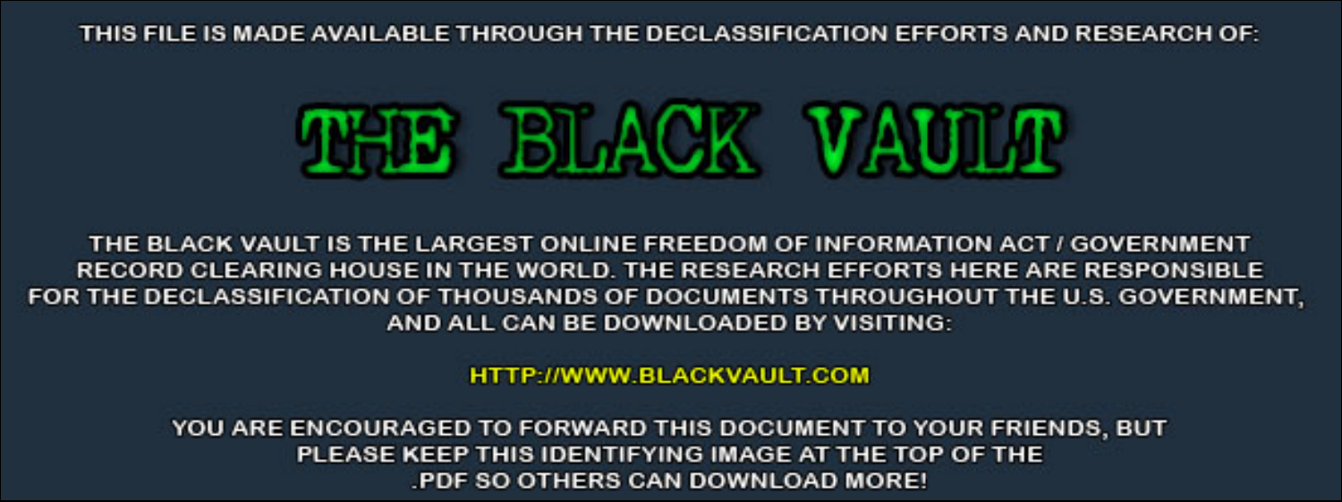THIS FILE IS MADE AVAILABLE THROUGH THE DECLASSIFICATION EFFORTS AND RESEARCH OF:

# THE BLACK VAULT

THE BLACK VAULT IS THE LARGEST ONLINE FREEDOM OF INFORMATION ACT / GOVERNMENT RECORD CLEARING HOUSE IN THE WORLD. THE RESEARCH EFFORTS HERE ARE RESPONSIBLE FOR THE DECLASSIFICATION OF THOUSANDS OF DOCUMENTS THROUGHOUT THE U.S. GOVERNMENT, AND ALL CAN BE DOWNLOADED BY VISITING:

HTTP://WWW.BLACKVAULT.COM

YOU ARE ENCOURAGED TO FORWARD THIS DOCUMENT TO YOUR FRIENDS, BUT PLEASE KEEP THIS IDENTIFYING IMAGE AT THE TOP OF THE .PDF SO OTHERS CAN DOWNLOAD MORE!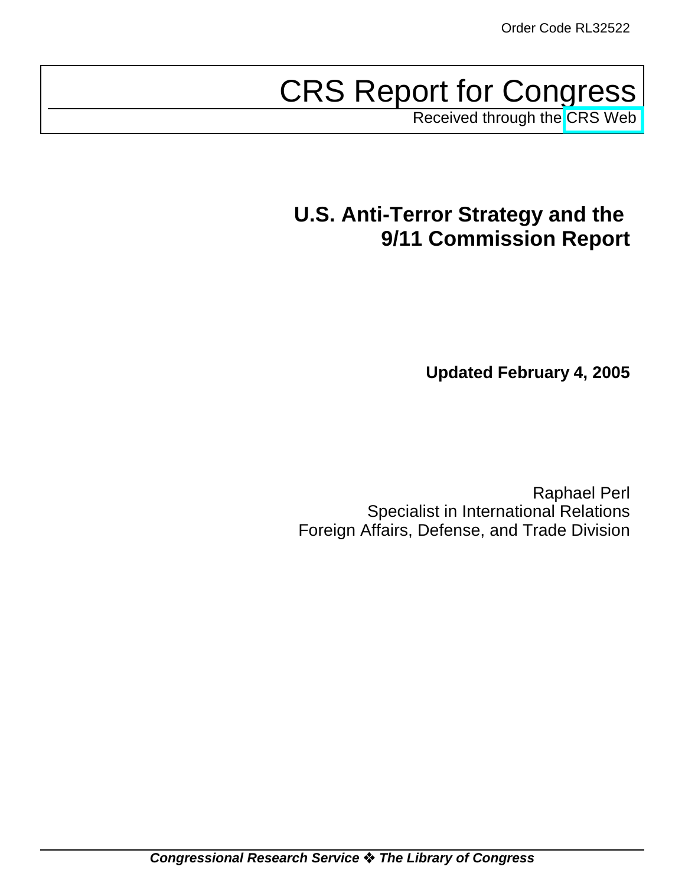Order Code RL32522

# CRS Report for Congress

Received through the CRS Web

## U.S. Anti-Terror Strategy and the 9/11 Commission Report

**Updated February 4, 2005**

Raphael Perl
Specialist in International Relations
Foreign Affairs, Defense, and Trade Division

***Congressional Research Service ❖ The Library of Congress***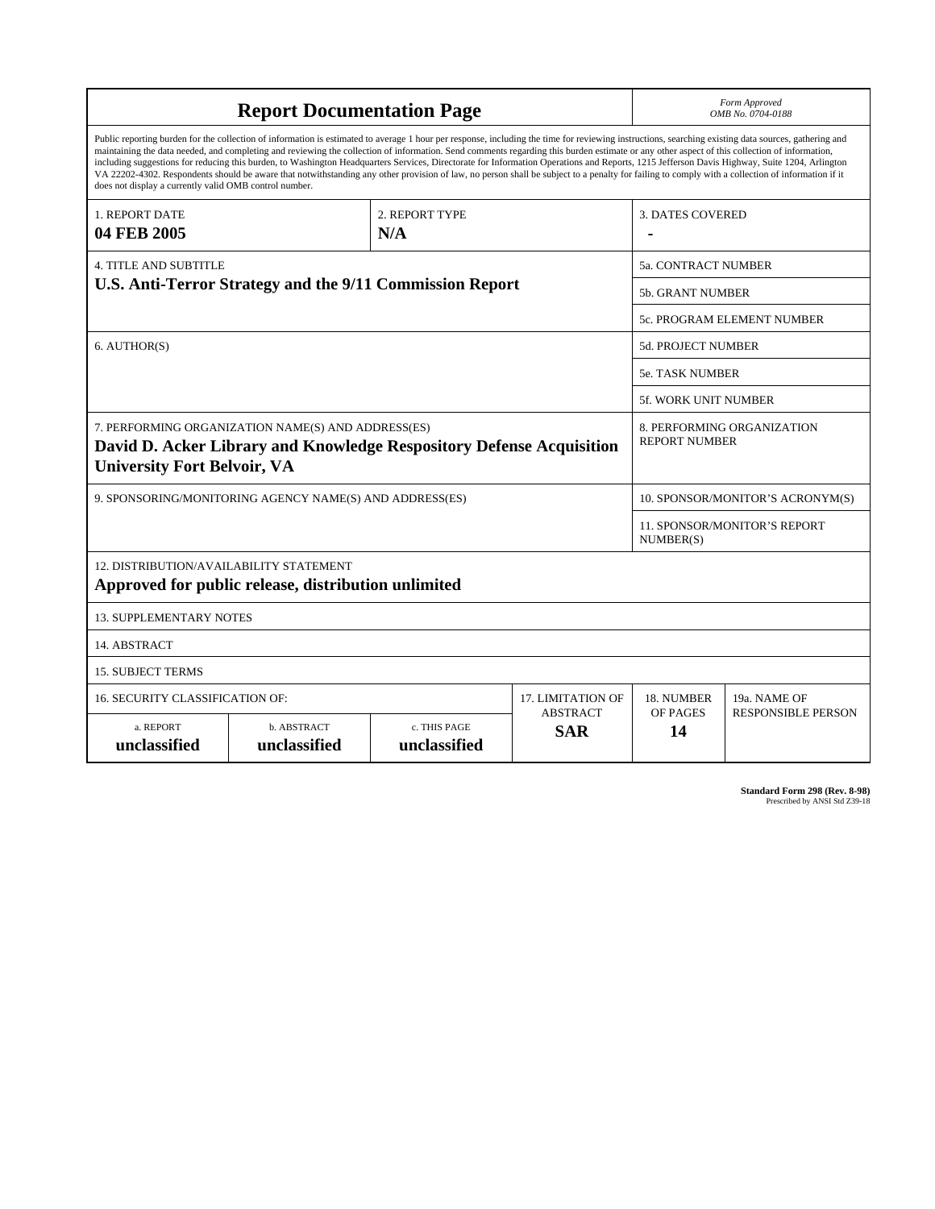# Report Documentation Page

*Form Approved*
*OMB No. 0704-0188*

Public reporting burden for the collection of information is estimated to average 1 hour per response, including the time for reviewing instructions, searching existing data sources, gathering and maintaining the data needed, and completing and reviewing the collection of information. Send comments regarding this burden estimate or any other aspect of this collection of information, including suggestions for reducing this burden, to Washington Headquarters Services, Directorate for Information Operations and Reports, 1215 Jefferson Davis Highway, Suite 1204, Arlington VA 22202-4302. Respondents should be aware that notwithstanding any other provision of law, no person shall be subject to a penalty for failing to comply with a collection of information if it does not display a currently valid OMB control number.

| | | |
|---|---|---|
| 1. REPORT DATE **04 FEB 2005** | 2. REPORT TYPE **N/A** | 3. DATES COVERED **-** |
| 4. TITLE AND SUBTITLE **U.S. Anti-Terror Strategy and the 9/11 Commission Report** | | 5a. CONTRACT NUMBER |
| | | 5b. GRANT NUMBER |
| | | 5c. PROGRAM ELEMENT NUMBER |
| 6. AUTHOR(S) | | 5d. PROJECT NUMBER |
| | | 5e. TASK NUMBER |
| | | 5f. WORK UNIT NUMBER |
| 7. PERFORMING ORGANIZATION NAME(S) AND ADDRESS(ES) **David D. Acker Library and Knowledge Respository Defense Acquisition University Fort Belvoir, VA** | | 8. PERFORMING ORGANIZATION REPORT NUMBER |
| 9. SPONSORING/MONITORING AGENCY NAME(S) AND ADDRESS(ES) | | 10. SPONSOR/MONITOR'S ACRONYM(S) |
| | | 11. SPONSOR/MONITOR'S REPORT NUMBER(S) |

12. DISTRIBUTION/AVAILABILITY STATEMENT
**Approved for public release, distribution unlimited**

13. SUPPLEMENTARY NOTES

14. ABSTRACT

15. SUBJECT TERMS

| 16. SECURITY CLASSIFICATION OF: | | | 17. LIMITATION OF ABSTRACT | 18. NUMBER OF PAGES | 19a. NAME OF RESPONSIBLE PERSON |
|---|---|---|---|---|---|
| a. REPORT **unclassified** | b. ABSTRACT **unclassified** | c. THIS PAGE **unclassified** | **SAR** | **14** | |

**Standard Form 298 (Rev. 8-98)**
Prescribed by ANSI Std Z39-18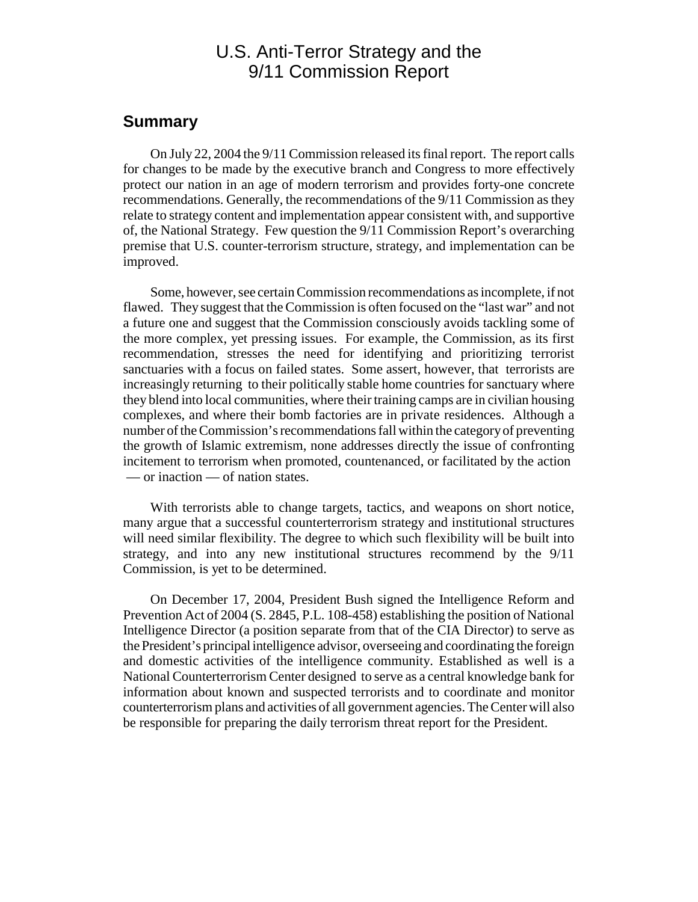# U.S. Anti-Terror Strategy and the 9/11 Commission Report

## Summary

On July 22, 2004 the 9/11 Commission released its final report. The report calls for changes to be made by the executive branch and Congress to more effectively protect our nation in an age of modern terrorism and provides forty-one concrete recommendations. Generally, the recommendations of the 9/11 Commission as they relate to strategy content and implementation appear consistent with, and supportive of, the National Strategy. Few question the 9/11 Commission Report's overarching premise that U.S. counter-terrorism structure, strategy, and implementation can be improved.

Some, however, see certain Commission recommendations as incomplete, if not flawed. They suggest that the Commission is often focused on the "last war" and not a future one and suggest that the Commission consciously avoids tackling some of the more complex, yet pressing issues. For example, the Commission, as its first recommendation, stresses the need for identifying and prioritizing terrorist sanctuaries with a focus on failed states. Some assert, however, that terrorists are increasingly returning to their politically stable home countries for sanctuary where they blend into local communities, where their training camps are in civilian housing complexes, and where their bomb factories are in private residences. Although a number of the Commission's recommendations fall within the category of preventing the growth of Islamic extremism, none addresses directly the issue of confronting incitement to terrorism when promoted, countenanced, or facilitated by the action — or inaction — of nation states.

With terrorists able to change targets, tactics, and weapons on short notice, many argue that a successful counterterrorism strategy and institutional structures will need similar flexibility. The degree to which such flexibility will be built into strategy, and into any new institutional structures recommend by the 9/11 Commission, is yet to be determined.

On December 17, 2004, President Bush signed the Intelligence Reform and Prevention Act of 2004 (S. 2845, P.L. 108-458) establishing the position of National Intelligence Director (a position separate from that of the CIA Director) to serve as the President's principal intelligence advisor, overseeing and coordinating the foreign and domestic activities of the intelligence community. Established as well is a National Counterterrorism Center designed to serve as a central knowledge bank for information about known and suspected terrorists and to coordinate and monitor counterterrorism plans and activities of all government agencies. The Center will also be responsible for preparing the daily terrorism threat report for the President.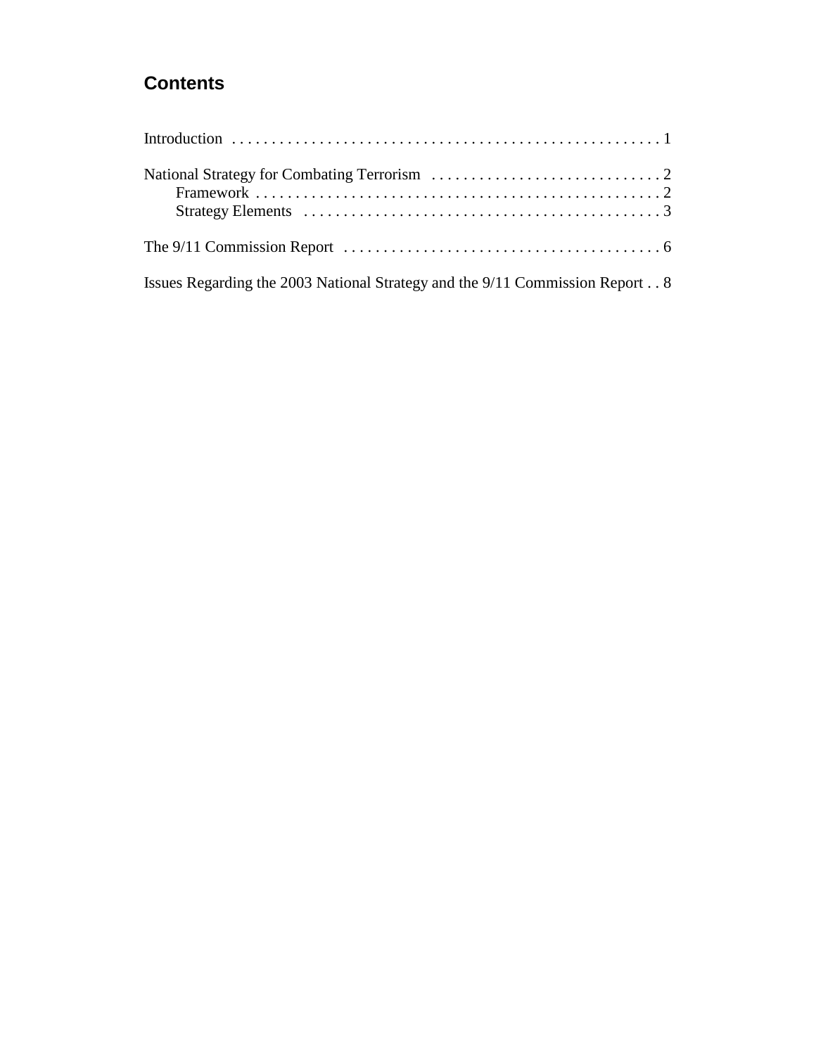## Contents

Introduction . . . . . . . . . . . . . . . . . . . . . . . . . . . . . . . . . . . . . . . . . . . . . . . . . . . . . . 1

National Strategy for Combating Terrorism . . . . . . . . . . . . . . . . . . . . . . . . . . . . . 2
- Framework . . . . . . . . . . . . . . . . . . . . . . . . . . . . . . . . . . . . . . . . . . . . . . . . . . . . 2
- Strategy Elements . . . . . . . . . . . . . . . . . . . . . . . . . . . . . . . . . . . . . . . . . . . . . 3

The 9/11 Commission Report . . . . . . . . . . . . . . . . . . . . . . . . . . . . . . . . . . . . . . . . 6

Issues Regarding the 2003 National Strategy and the 9/11 Commission Report . . 8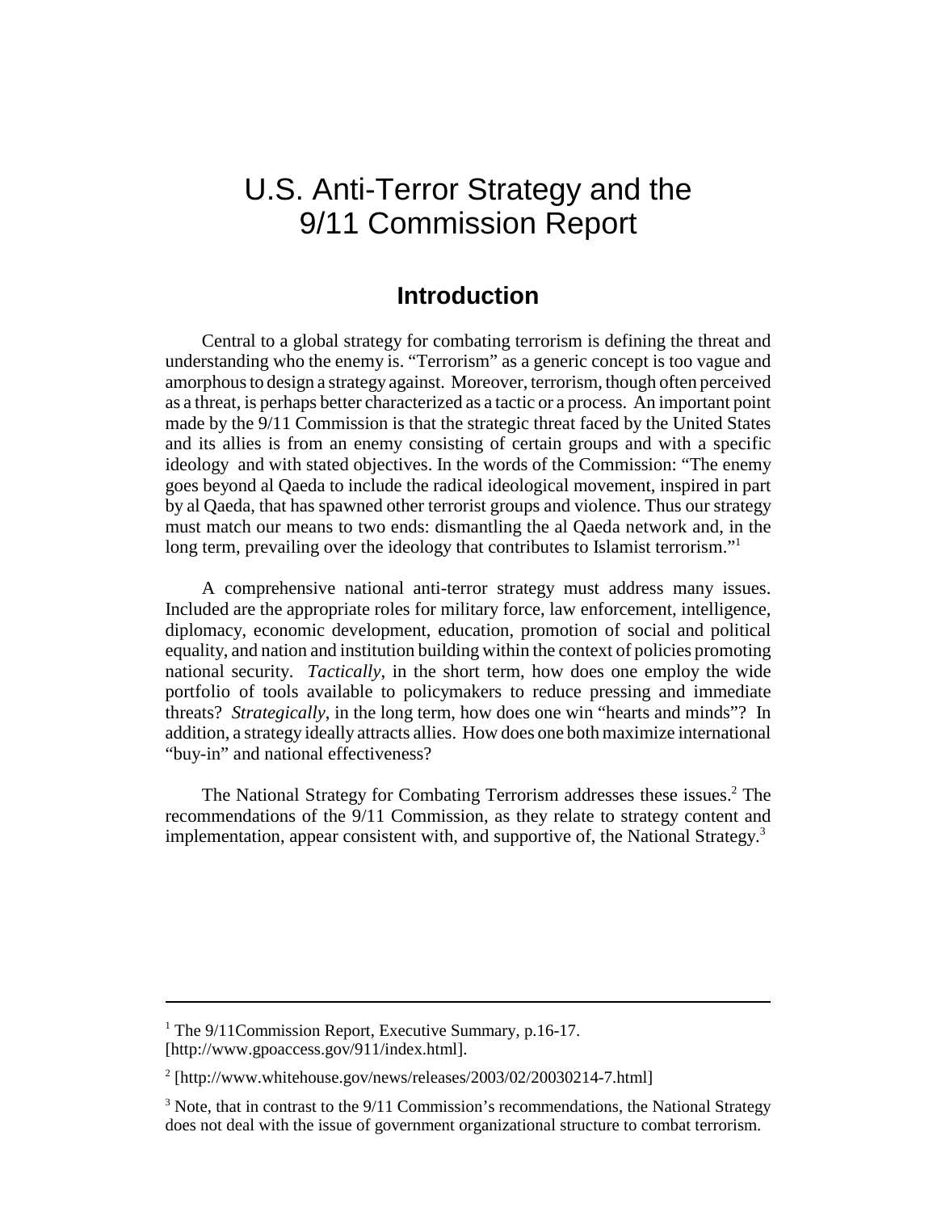# U.S. Anti-Terror Strategy and the 9/11 Commission Report

## Introduction

Central to a global strategy for combating terrorism is defining the threat and understanding who the enemy is. "Terrorism" as a generic concept is too vague and amorphous to design a strategy against. Moreover, terrorism, though often perceived as a threat, is perhaps better characterized as a tactic or a process. An important point made by the 9/11 Commission is that the strategic threat faced by the United States and its allies is from an enemy consisting of certain groups and with a specific ideology and with stated objectives. In the words of the Commission: "The enemy goes beyond al Qaeda to include the radical ideological movement, inspired in part by al Qaeda, that has spawned other terrorist groups and violence. Thus our strategy must match our means to two ends: dismantling the al Qaeda network and, in the long term, prevailing over the ideology that contributes to Islamist terrorism."[1]

A comprehensive national anti-terror strategy must address many issues. Included are the appropriate roles for military force, law enforcement, intelligence, diplomacy, economic development, education, promotion of social and political equality, and nation and institution building within the context of policies promoting national security. *Tactically*, in the short term, how does one employ the wide portfolio of tools available to policymakers to reduce pressing and immediate threats? *Strategically*, in the long term, how does one win "hearts and minds"? In addition, a strategy ideally attracts allies. How does one both maximize international "buy-in" and national effectiveness?

The National Strategy for Combating Terrorism addresses these issues.[2] The recommendations of the 9/11 Commission, as they relate to strategy content and implementation, appear consistent with, and supportive of, the National Strategy.[3]

---

[1] The 9/11Commission Report, Executive Summary, p.16-17. [http://www.gpoaccess.gov/911/index.html].

[2] [http://www.whitehouse.gov/news/releases/2003/02/20030214-7.html]

[3] Note, that in contrast to the 9/11 Commission's recommendations, the National Strategy does not deal with the issue of government organizational structure to combat terrorism.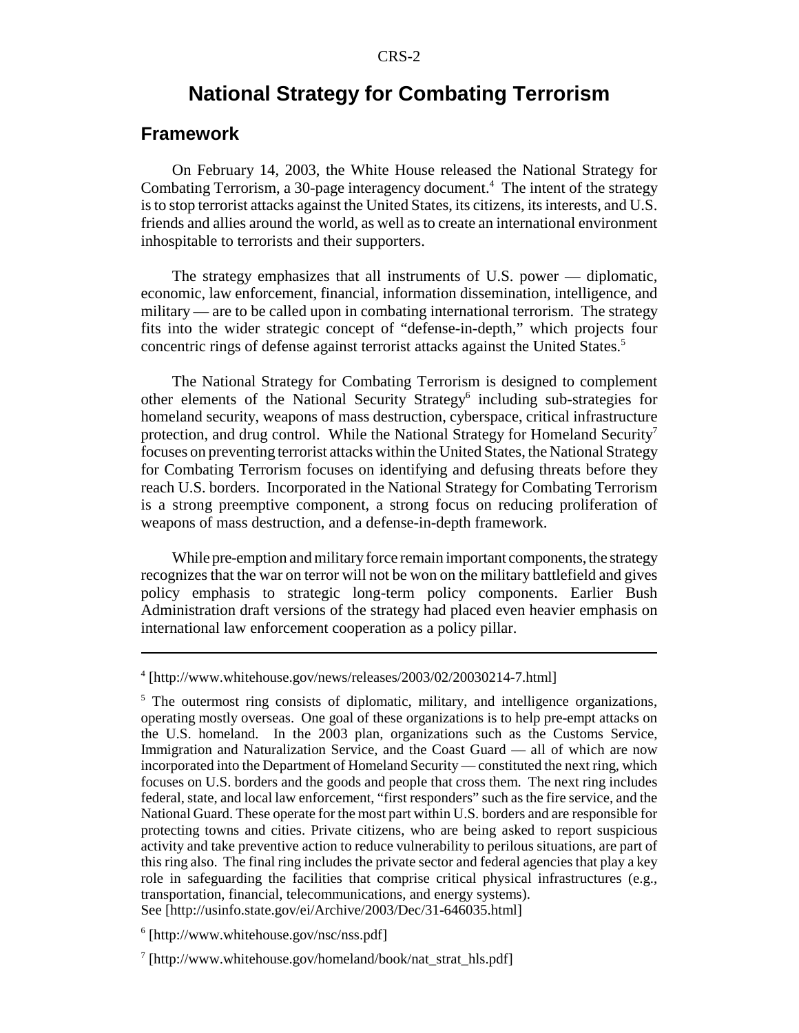# National Strategy for Combating Terrorism

## Framework

On February 14, 2003, the White House released the National Strategy for Combating Terrorism, a 30-page interagency document.[4] The intent of the strategy is to stop terrorist attacks against the United States, its citizens, its interests, and U.S. friends and allies around the world, as well as to create an international environment inhospitable to terrorists and their supporters.

The strategy emphasizes that all instruments of U.S. power — diplomatic, economic, law enforcement, financial, information dissemination, intelligence, and military — are to be called upon in combating international terrorism. The strategy fits into the wider strategic concept of "defense-in-depth," which projects four concentric rings of defense against terrorist attacks against the United States.[5]

The National Strategy for Combating Terrorism is designed to complement other elements of the National Security Strategy[6] including sub-strategies for homeland security, weapons of mass destruction, cyberspace, critical infrastructure protection, and drug control. While the National Strategy for Homeland Security[7] focuses on preventing terrorist attacks within the United States, the National Strategy for Combating Terrorism focuses on identifying and defusing threats before they reach U.S. borders. Incorporated in the National Strategy for Combating Terrorism is a strong preemptive component, a strong focus on reducing proliferation of weapons of mass destruction, and a defense-in-depth framework.

While pre-emption and military force remain important components, the strategy recognizes that the war on terror will not be won on the military battlefield and gives policy emphasis to strategic long-term policy components. Earlier Bush Administration draft versions of the strategy had placed even heavier emphasis on international law enforcement cooperation as a policy pillar.

---

[4] [http://www.whitehouse.gov/news/releases/2003/02/20030214-7.html]

[5] The outermost ring consists of diplomatic, military, and intelligence organizations, operating mostly overseas. One goal of these organizations is to help pre-empt attacks on the U.S. homeland. In the 2003 plan, organizations such as the Customs Service, Immigration and Naturalization Service, and the Coast Guard — all of which are now incorporated into the Department of Homeland Security — constituted the next ring, which focuses on U.S. borders and the goods and people that cross them. The next ring includes federal, state, and local law enforcement, "first responders" such as the fire service, and the National Guard. These operate for the most part within U.S. borders and are responsible for protecting towns and cities. Private citizens, who are being asked to report suspicious activity and take preventive action to reduce vulnerability to perilous situations, are part of this ring also. The final ring includes the private sector and federal agencies that play a key role in safeguarding the facilities that comprise critical physical infrastructures (e.g., transportation, financial, telecommunications, and energy systems).
See [http://usinfo.state.gov/ei/Archive/2003/Dec/31-646035.html]

[6] [http://www.whitehouse.gov/nsc/nss.pdf]

[7] [http://www.whitehouse.gov/homeland/book/nat_strat_hls.pdf]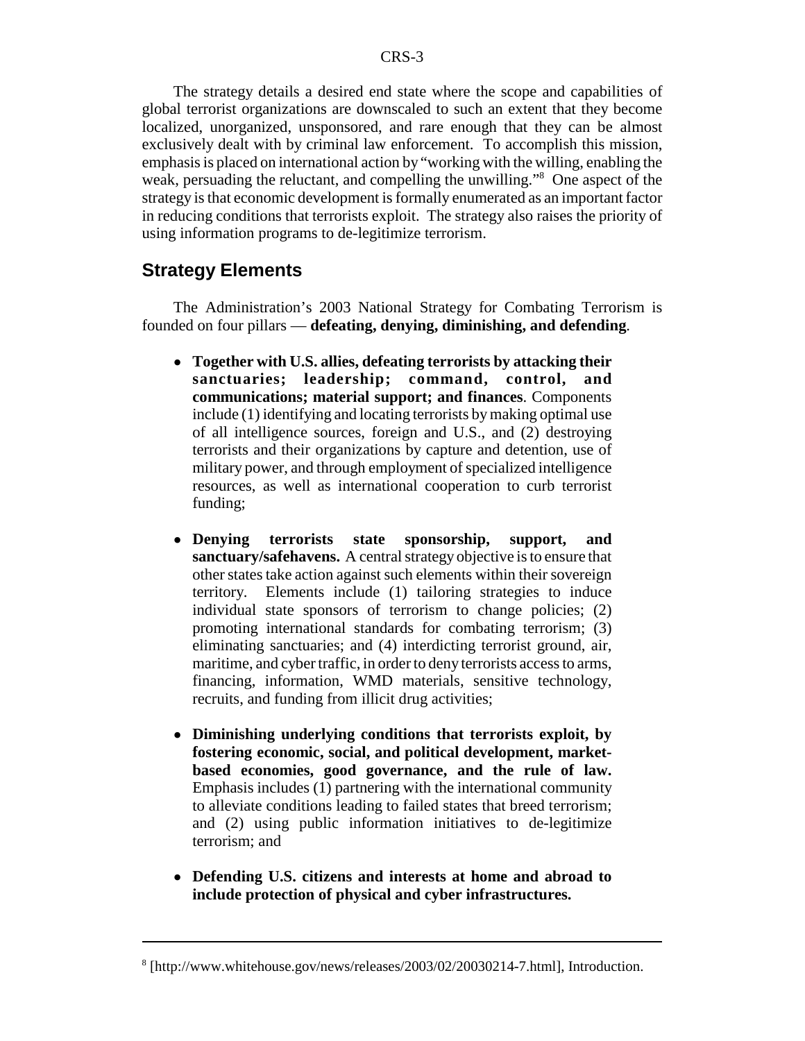The strategy details a desired end state where the scope and capabilities of global terrorist organizations are downscaled to such an extent that they become localized, unorganized, unsponsored, and rare enough that they can be almost exclusively dealt with by criminal law enforcement. To accomplish this mission, emphasis is placed on international action by "working with the willing, enabling the weak, persuading the reluctant, and compelling the unwilling."[8] One aspect of the strategy is that economic development is formally enumerated as an important factor in reducing conditions that terrorists exploit. The strategy also raises the priority of using information programs to de-legitimize terrorism.

## Strategy Elements

The Administration's 2003 National Strategy for Combating Terrorism is founded on four pillars — **defeating, denying, diminishing, and defending**.

- **Together with U.S. allies, defeating terrorists by attacking their sanctuaries; leadership; command, control, and communications; material support; and finances**. Components include (1) identifying and locating terrorists by making optimal use of all intelligence sources, foreign and U.S., and (2) destroying terrorists and their organizations by capture and detention, use of military power, and through employment of specialized intelligence resources, as well as international cooperation to curb terrorist funding;

- **Denying terrorists state sponsorship, support, and sanctuary/safehavens.** A central strategy objective is to ensure that other states take action against such elements within their sovereign territory. Elements include (1) tailoring strategies to induce individual state sponsors of terrorism to change policies; (2) promoting international standards for combating terrorism; (3) eliminating sanctuaries; and (4) interdicting terrorist ground, air, maritime, and cyber traffic, in order to deny terrorists access to arms, financing, information, WMD materials, sensitive technology, recruits, and funding from illicit drug activities;

- **Diminishing underlying conditions that terrorists exploit, by fostering economic, social, and political development, market-based economies, good governance, and the rule of law.** Emphasis includes (1) partnering with the international community to alleviate conditions leading to failed states that breed terrorism; and (2) using public information initiatives to de-legitimize terrorism; and

- **Defending U.S. citizens and interests at home and abroad to include protection of physical and cyber infrastructures.**

---

[8] [http://www.whitehouse.gov/news/releases/2003/02/20030214-7.html], Introduction.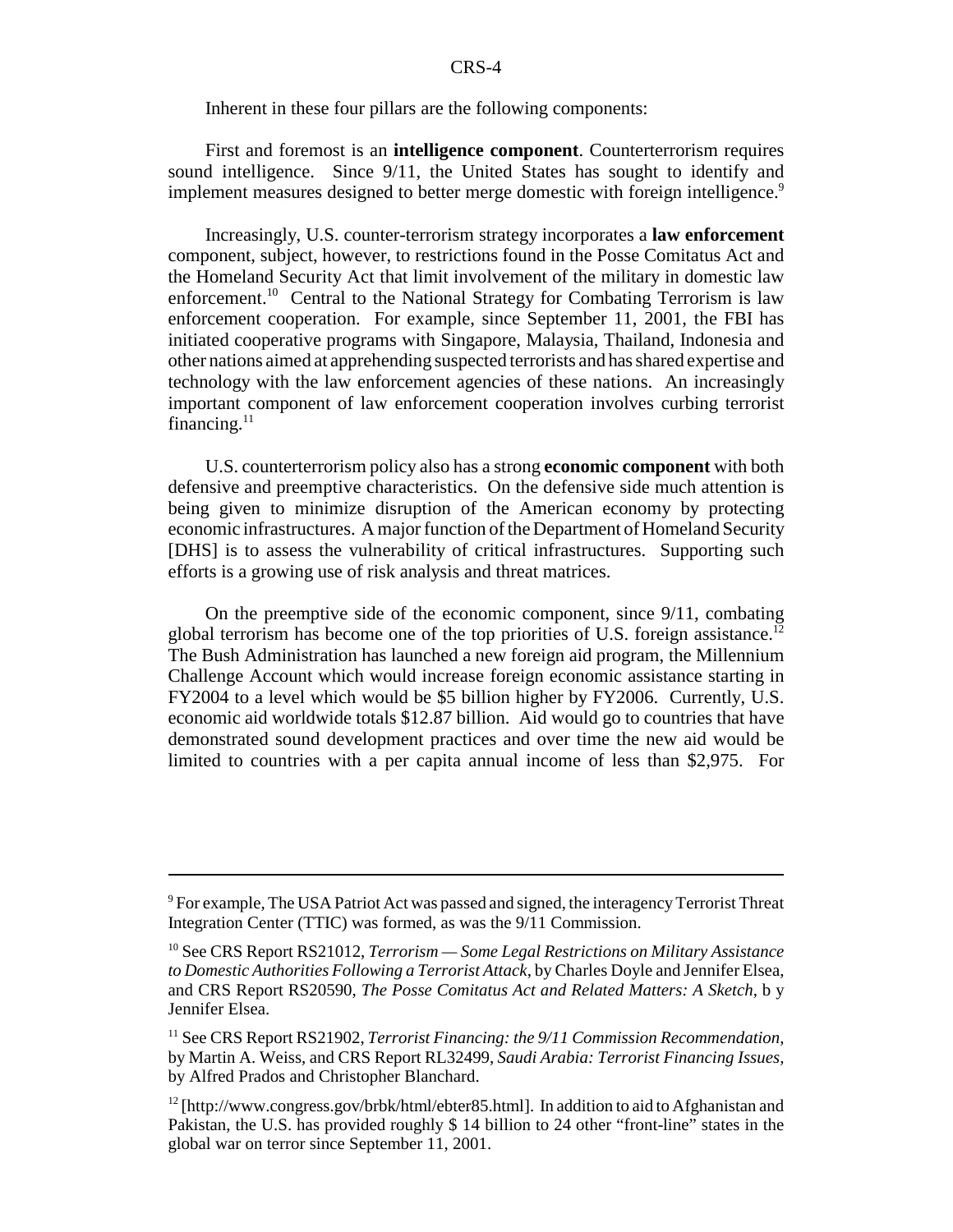Inherent in these four pillars are the following components:

First and foremost is an **intelligence component**. Counterterrorism requires sound intelligence. Since 9/11, the United States has sought to identify and implement measures designed to better merge domestic with foreign intelligence.[9]

Increasingly, U.S. counter-terrorism strategy incorporates a **law enforcement** component, subject, however, to restrictions found in the Posse Comitatus Act and the Homeland Security Act that limit involvement of the military in domestic law enforcement.[10] Central to the National Strategy for Combating Terrorism is law enforcement cooperation. For example, since September 11, 2001, the FBI has initiated cooperative programs with Singapore, Malaysia, Thailand, Indonesia and other nations aimed at apprehending suspected terrorists and has shared expertise and technology with the law enforcement agencies of these nations. An increasingly important component of law enforcement cooperation involves curbing terrorist financing.[11]

U.S. counterterrorism policy also has a strong **economic component** with both defensive and preemptive characteristics. On the defensive side much attention is being given to minimize disruption of the American economy by protecting economic infrastructures. A major function of the Department of Homeland Security [DHS] is to assess the vulnerability of critical infrastructures. Supporting such efforts is a growing use of risk analysis and threat matrices.

On the preemptive side of the economic component, since 9/11, combating global terrorism has become one of the top priorities of U.S. foreign assistance.[12] The Bush Administration has launched a new foreign aid program, the Millennium Challenge Account which would increase foreign economic assistance starting in FY2004 to a level which would be $5 billion higher by FY2006. Currently, U.S. economic aid worldwide totals $12.87 billion. Aid would go to countries that have demonstrated sound development practices and over time the new aid would be limited to countries with a per capita annual income of less than $2,975. For

---

[9] For example, The USA Patriot Act was passed and signed, the interagency Terrorist Threat Integration Center (TTIC) was formed, as was the 9/11 Commission.

[10] See CRS Report RS21012, *Terrorism — Some Legal Restrictions on Military Assistance to Domestic Authorities Following a Terrorist Attack*, by Charles Doyle and Jennifer Elsea, and CRS Report RS20590, *The Posse Comitatus Act and Related Matters: A Sketch*, by Jennifer Elsea.

[11] See CRS Report RS21902, *Terrorist Financing: the 9/11 Commission Recommendation*, by Martin A. Weiss, and CRS Report RL32499, *Saudi Arabia: Terrorist Financing Issues*, by Alfred Prados and Christopher Blanchard.

[12] [http://www.congress.gov/brbk/html/ebter85.html]. In addition to aid to Afghanistan and Pakistan, the U.S. has provided roughly $ 14 billion to 24 other "front-line" states in the global war on terror since September 11, 2001.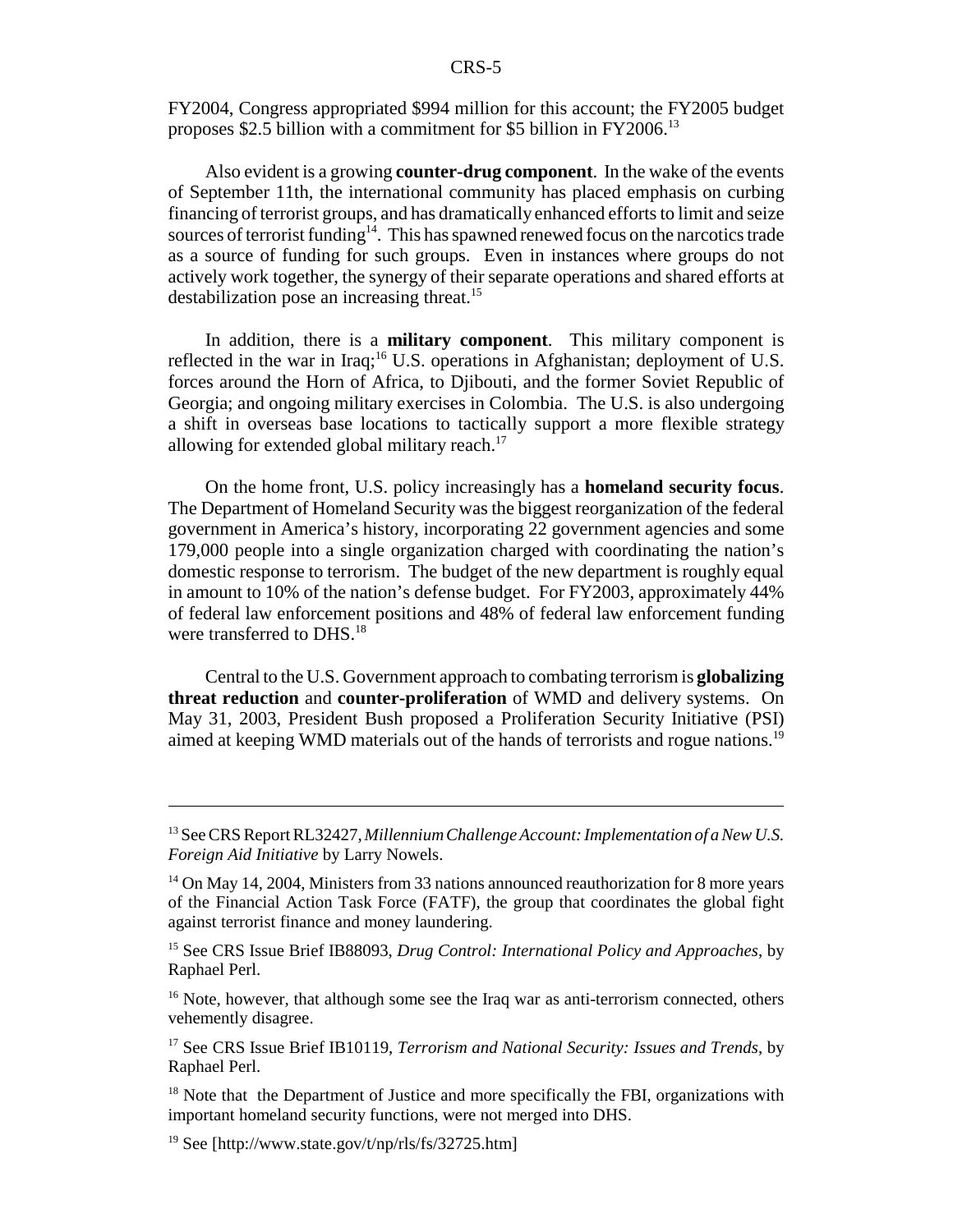FY2004, Congress appropriated $994 million for this account; the FY2005 budget proposes $2.5 billion with a commitment for $5 billion in FY2006.[13]

Also evident is a growing **counter-drug component**. In the wake of the events of September 11th, the international community has placed emphasis on curbing financing of terrorist groups, and has dramatically enhanced efforts to limit and seize sources of terrorist funding[14]. This has spawned renewed focus on the narcotics trade as a source of funding for such groups. Even in instances where groups do not actively work together, the synergy of their separate operations and shared efforts at destabilization pose an increasing threat.[15]

In addition, there is a **military component**. This military component is reflected in the war in Iraq;[16] U.S. operations in Afghanistan; deployment of U.S. forces around the Horn of Africa, to Djibouti, and the former Soviet Republic of Georgia; and ongoing military exercises in Colombia. The U.S. is also undergoing a shift in overseas base locations to tactically support a more flexible strategy allowing for extended global military reach.[17]

On the home front, U.S. policy increasingly has a **homeland security focus**. The Department of Homeland Security was the biggest reorganization of the federal government in America's history, incorporating 22 government agencies and some 179,000 people into a single organization charged with coordinating the nation's domestic response to terrorism. The budget of the new department is roughly equal in amount to 10% of the nation's defense budget. For FY2003, approximately 44% of federal law enforcement positions and 48% of federal law enforcement funding were transferred to DHS.[18]

Central to the U.S. Government approach to combating terrorism is **globalizing threat reduction** and **counter-proliferation** of WMD and delivery systems. On May 31, 2003, President Bush proposed a Proliferation Security Initiative (PSI) aimed at keeping WMD materials out of the hands of terrorists and rogue nations.[19]

---

[13] See CRS Report RL32427, *Millennium Challenge Account: Implementation of a New U.S. Foreign Aid Initiative* by Larry Nowels.

[14] On May 14, 2004, Ministers from 33 nations announced reauthorization for 8 more years of the Financial Action Task Force (FATF), the group that coordinates the global fight against terrorist finance and money laundering.

[15] See CRS Issue Brief IB88093, *Drug Control: International Policy and Approaches*, by Raphael Perl.

[16] Note, however, that although some see the Iraq war as anti-terrorism connected, others vehemently disagree.

[17] See CRS Issue Brief IB10119, *Terrorism and National Security: Issues and Trends*, by Raphael Perl.

[18] Note that the Department of Justice and more specifically the FBI, organizations with important homeland security functions, were not merged into DHS.

[19] See [http://www.state.gov/t/np/rls/fs/32725.htm]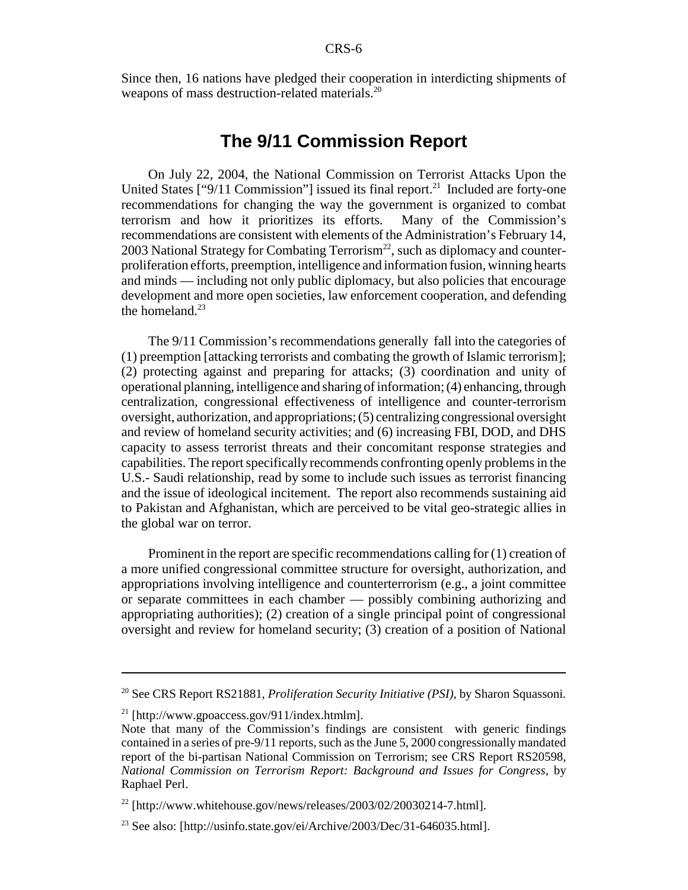Since then, 16 nations have pledged their cooperation in interdicting shipments of weapons of mass destruction-related materials.[20]

## The 9/11 Commission Report

On July 22, 2004, the National Commission on Terrorist Attacks Upon the United States ["9/11 Commission"] issued its final report.[21] Included are forty-one recommendations for changing the way the government is organized to combat terrorism and how it prioritizes its efforts. Many of the Commission's recommendations are consistent with elements of the Administration's February 14, 2003 National Strategy for Combating Terrorism[22], such as diplomacy and counter-proliferation efforts, preemption, intelligence and information fusion, winning hearts and minds — including not only public diplomacy, but also policies that encourage development and more open societies, law enforcement cooperation, and defending the homeland.[23]

The 9/11 Commission's recommendations generally fall into the categories of (1) preemption [attacking terrorists and combating the growth of Islamic terrorism]; (2) protecting against and preparing for attacks; (3) coordination and unity of operational planning, intelligence and sharing of information; (4) enhancing, through centralization, congressional effectiveness of intelligence and counter-terrorism oversight, authorization, and appropriations; (5) centralizing congressional oversight and review of homeland security activities; and (6) increasing FBI, DOD, and DHS capacity to assess terrorist threats and their concomitant response strategies and capabilities. The report specifically recommends confronting openly problems in the U.S.- Saudi relationship, read by some to include such issues as terrorist financing and the issue of ideological incitement. The report also recommends sustaining aid to Pakistan and Afghanistan, which are perceived to be vital geo-strategic allies in the global war on terror.

Prominent in the report are specific recommendations calling for (1) creation of a more unified congressional committee structure for oversight, authorization, and appropriations involving intelligence and counterterrorism (e.g., a joint committee or separate committees in each chamber — possibly combining authorizing and appropriating authorities); (2) creation of a single principal point of congressional oversight and review for homeland security; (3) creation of a position of National

---

[20] See CRS Report RS21881, *Proliferation Security Initiative (PSI)*, by Sharon Squassoni.

[21] [http://www.gpoaccess.gov/911/index.htmlm].
Note that many of the Commission's findings are consistent with generic findings contained in a series of pre-9/11 reports, such as the June 5, 2000 congressionally mandated report of the bi-partisan National Commission on Terrorism; see CRS Report RS20598, *National Commission on Terrorism Report: Background and Issues for Congress*, by Raphael Perl.

[22] [http://www.whitehouse.gov/news/releases/2003/02/20030214-7.html].

[23] See also: [http://usinfo.state.gov/ei/Archive/2003/Dec/31-646035.html].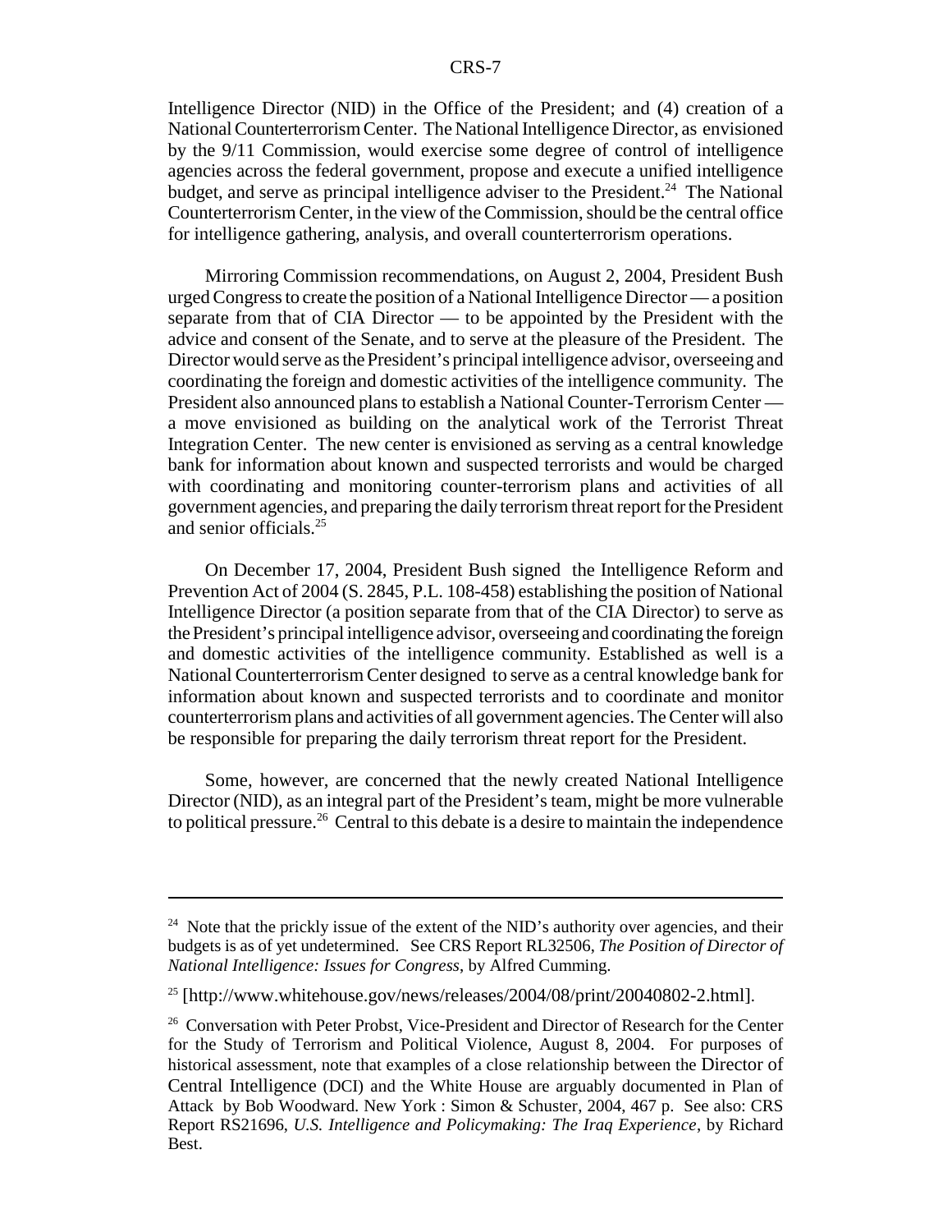Intelligence Director (NID) in the Office of the President; and (4) creation of a National Counterterrorism Center. The National Intelligence Director, as envisioned by the 9/11 Commission, would exercise some degree of control of intelligence agencies across the federal government, propose and execute a unified intelligence budget, and serve as principal intelligence adviser to the President.[24] The National Counterterrorism Center, in the view of the Commission, should be the central office for intelligence gathering, analysis, and overall counterterrorism operations.

Mirroring Commission recommendations, on August 2, 2004, President Bush urged Congress to create the position of a National Intelligence Director — a position separate from that of CIA Director — to be appointed by the President with the advice and consent of the Senate, and to serve at the pleasure of the President. The Director would serve as the President's principal intelligence advisor, overseeing and coordinating the foreign and domestic activities of the intelligence community. The President also announced plans to establish a National Counter-Terrorism Center — a move envisioned as building on the analytical work of the Terrorist Threat Integration Center. The new center is envisioned as serving as a central knowledge bank for information about known and suspected terrorists and would be charged with coordinating and monitoring counter-terrorism plans and activities of all government agencies, and preparing the daily terrorism threat report for the President and senior officials.[25]

On December 17, 2004, President Bush signed the Intelligence Reform and Prevention Act of 2004 (S. 2845, P.L. 108-458) establishing the position of National Intelligence Director (a position separate from that of the CIA Director) to serve as the President's principal intelligence advisor, overseeing and coordinating the foreign and domestic activities of the intelligence community. Established as well is a National Counterterrorism Center designed to serve as a central knowledge bank for information about known and suspected terrorists and to coordinate and monitor counterterrorism plans and activities of all government agencies. The Center will also be responsible for preparing the daily terrorism threat report for the President.

Some, however, are concerned that the newly created National Intelligence Director (NID), as an integral part of the President's team, might be more vulnerable to political pressure.[26] Central to this debate is a desire to maintain the independence

---

[24] Note that the prickly issue of the extent of the NID's authority over agencies, and their budgets is as of yet undetermined. See CRS Report RL32506, *The Position of Director of National Intelligence: Issues for Congress*, by Alfred Cumming.

[25] [http://www.whitehouse.gov/news/releases/2004/08/print/20040802-2.html].

[26] Conversation with Peter Probst, Vice-President and Director of Research for the Center for the Study of Terrorism and Political Violence, August 8, 2004. For purposes of historical assessment, note that examples of a close relationship between the Director of Central Intelligence (DCI) and the White House are arguably documented in Plan of Attack by Bob Woodward. New York : Simon & Schuster, 2004, 467 p. See also: CRS Report RS21696, *U.S. Intelligence and Policymaking: The Iraq Experience*, by Richard Best.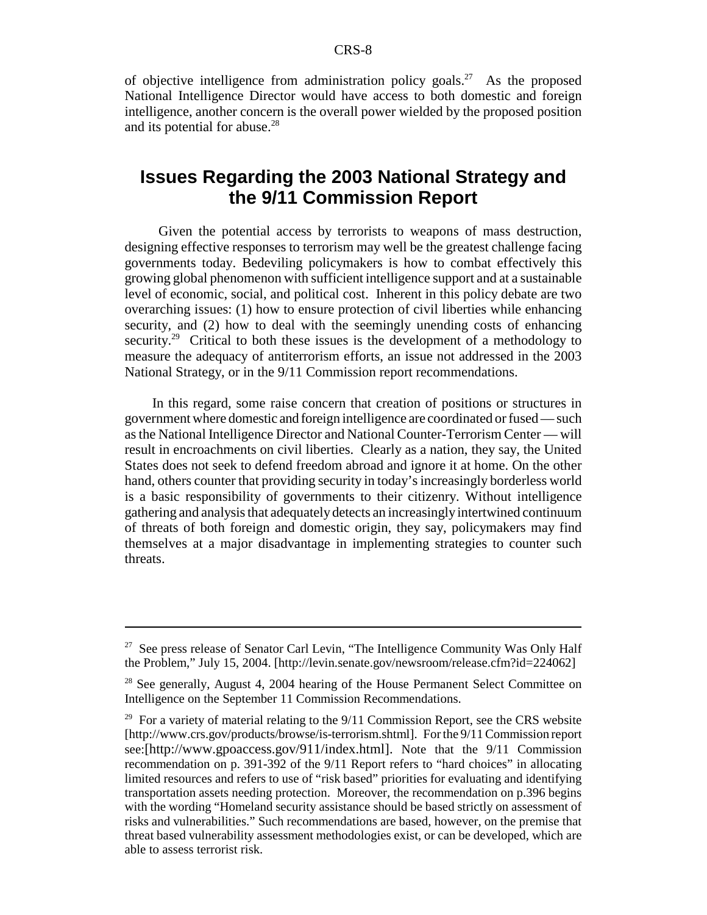of objective intelligence from administration policy goals.[27] As the proposed National Intelligence Director would have access to both domestic and foreign intelligence, another concern is the overall power wielded by the proposed position and its potential for abuse.[28]

## Issues Regarding the 2003 National Strategy and the 9/11 Commission Report

Given the potential access by terrorists to weapons of mass destruction, designing effective responses to terrorism may well be the greatest challenge facing governments today. Bedeviling policymakers is how to combat effectively this growing global phenomenon with sufficient intelligence support and at a sustainable level of economic, social, and political cost. Inherent in this policy debate are two overarching issues: (1) how to ensure protection of civil liberties while enhancing security, and (2) how to deal with the seemingly unending costs of enhancing security.[29] Critical to both these issues is the development of a methodology to measure the adequacy of antiterrorism efforts, an issue not addressed in the 2003 National Strategy, or in the 9/11 Commission report recommendations.

In this regard, some raise concern that creation of positions or structures in government where domestic and foreign intelligence are coordinated or fused — such as the National Intelligence Director and National Counter-Terrorism Center — will result in encroachments on civil liberties. Clearly as a nation, they say, the United States does not seek to defend freedom abroad and ignore it at home. On the other hand, others counter that providing security in today's increasingly borderless world is a basic responsibility of governments to their citizenry. Without intelligence gathering and analysis that adequately detects an increasingly intertwined continuum of threats of both foreign and domestic origin, they say, policymakers may find themselves at a major disadvantage in implementing strategies to counter such threats.

---

[27] See press release of Senator Carl Levin, "The Intelligence Community Was Only Half the Problem," July 15, 2004. [http://levin.senate.gov/newsroom/release.cfm?id=224062]

[28] See generally, August 4, 2004 hearing of the House Permanent Select Committee on Intelligence on the September 11 Commission Recommendations.

[29] For a variety of material relating to the 9/11 Commission Report, see the CRS website [http://www.crs.gov/products/browse/is-terrorism.shtml]. For the 9/11 Commission report see:[http://www.gpoaccess.gov/911/index.html]. Note that the 9/11 Commission recommendation on p. 391-392 of the 9/11 Report refers to "hard choices" in allocating limited resources and refers to use of "risk based" priorities for evaluating and identifying transportation assets needing protection. Moreover, the recommendation on p.396 begins with the wording "Homeland security assistance should be based strictly on assessment of risks and vulnerabilities." Such recommendations are based, however, on the premise that threat based vulnerability assessment methodologies exist, or can be developed, which are able to assess terrorist risk.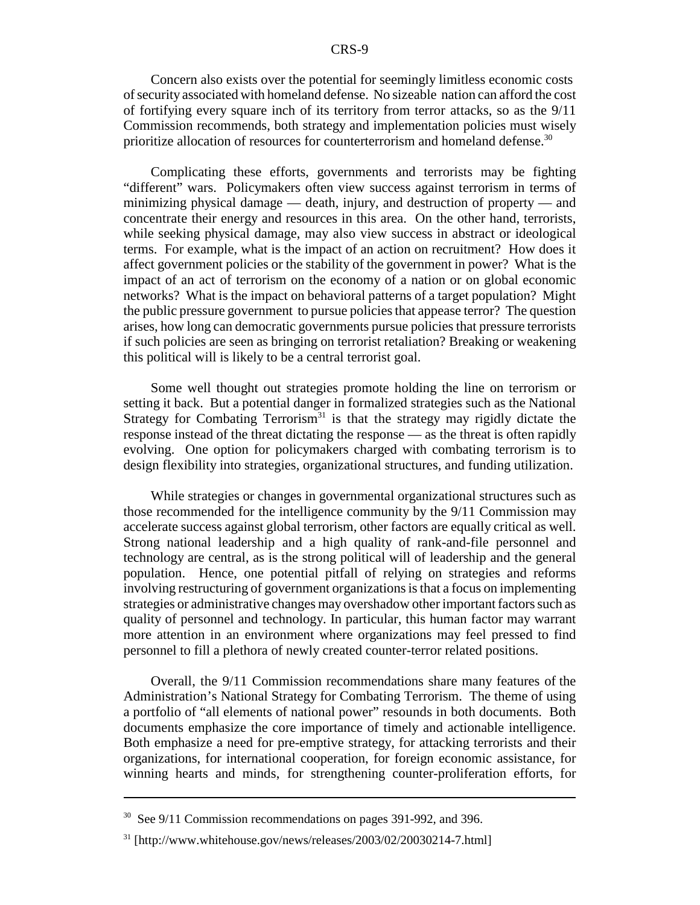Concern also exists over the potential for seemingly limitless economic costs of security associated with homeland defense. No sizeable nation can afford the cost of fortifying every square inch of its territory from terror attacks, so as the 9/11 Commission recommends, both strategy and implementation policies must wisely prioritize allocation of resources for counterterrorism and homeland defense.[30]

Complicating these efforts, governments and terrorists may be fighting "different" wars. Policymakers often view success against terrorism in terms of minimizing physical damage — death, injury, and destruction of property — and concentrate their energy and resources in this area. On the other hand, terrorists, while seeking physical damage, may also view success in abstract or ideological terms. For example, what is the impact of an action on recruitment? How does it affect government policies or the stability of the government in power? What is the impact of an act of terrorism on the economy of a nation or on global economic networks? What is the impact on behavioral patterns of a target population? Might the public pressure government to pursue policies that appease terror? The question arises, how long can democratic governments pursue policies that pressure terrorists if such policies are seen as bringing on terrorist retaliation? Breaking or weakening this political will is likely to be a central terrorist goal.

Some well thought out strategies promote holding the line on terrorism or setting it back. But a potential danger in formalized strategies such as the National Strategy for Combating Terrorism[31] is that the strategy may rigidly dictate the response instead of the threat dictating the response — as the threat is often rapidly evolving. One option for policymakers charged with combating terrorism is to design flexibility into strategies, organizational structures, and funding utilization.

While strategies or changes in governmental organizational structures such as those recommended for the intelligence community by the 9/11 Commission may accelerate success against global terrorism, other factors are equally critical as well. Strong national leadership and a high quality of rank-and-file personnel and technology are central, as is the strong political will of leadership and the general population. Hence, one potential pitfall of relying on strategies and reforms involving restructuring of government organizations is that a focus on implementing strategies or administrative changes may overshadow other important factors such as quality of personnel and technology. In particular, this human factor may warrant more attention in an environment where organizations may feel pressed to find personnel to fill a plethora of newly created counter-terror related positions.

Overall, the 9/11 Commission recommendations share many features of the Administration's National Strategy for Combating Terrorism. The theme of using a portfolio of "all elements of national power" resounds in both documents. Both documents emphasize the core importance of timely and actionable intelligence. Both emphasize a need for pre-emptive strategy, for attacking terrorists and their organizations, for international cooperation, for foreign economic assistance, for winning hearts and minds, for strengthening counter-proliferation efforts, for

---

[30] See 9/11 Commission recommendations on pages 391-992, and 396.

[31] [http://www.whitehouse.gov/news/releases/2003/02/20030214-7.html]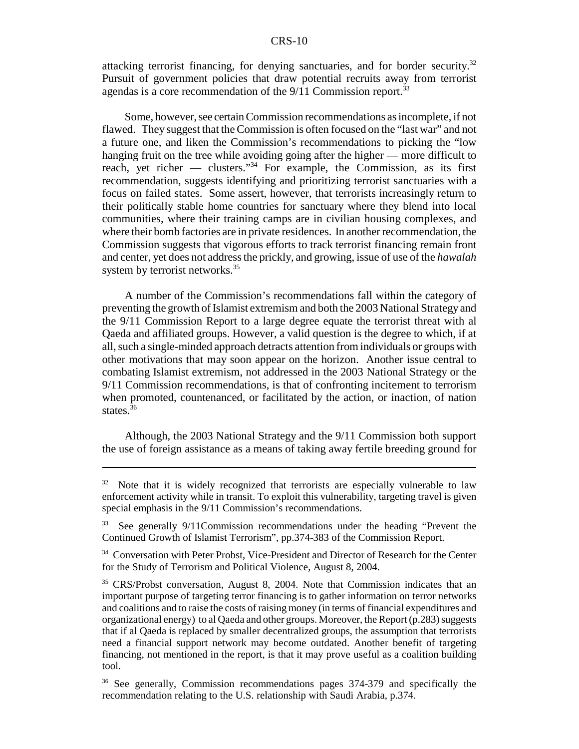attacking terrorist financing, for denying sanctuaries, and for border security.[32] Pursuit of government policies that draw potential recruits away from terrorist agendas is a core recommendation of the 9/11 Commission report.[33]

Some, however, see certain Commission recommendations as incomplete, if not flawed. They suggest that the Commission is often focused on the "last war" and not a future one, and liken the Commission's recommendations to picking the "low hanging fruit on the tree while avoiding going after the higher — more difficult to reach, yet richer — clusters."[34] For example, the Commission, as its first recommendation, suggests identifying and prioritizing terrorist sanctuaries with a focus on failed states. Some assert, however, that terrorists increasingly return to their politically stable home countries for sanctuary where they blend into local communities, where their training camps are in civilian housing complexes, and where their bomb factories are in private residences. In another recommendation, the Commission suggests that vigorous efforts to track terrorist financing remain front and center, yet does not address the prickly, and growing, issue of use of the *hawalah* system by terrorist networks.[35]

A number of the Commission's recommendations fall within the category of preventing the growth of Islamist extremism and both the 2003 National Strategy and the 9/11 Commission Report to a large degree equate the terrorist threat with al Qaeda and affiliated groups. However, a valid question is the degree to which, if at all, such a single-minded approach detracts attention from individuals or groups with other motivations that may soon appear on the horizon. Another issue central to combating Islamist extremism, not addressed in the 2003 National Strategy or the 9/11 Commission recommendations, is that of confronting incitement to terrorism when promoted, countenanced, or facilitated by the action, or inaction, of nation states.[36]

Although, the 2003 National Strategy and the 9/11 Commission both support the use of foreign assistance as a means of taking away fertile breeding ground for

---

[32] Note that it is widely recognized that terrorists are especially vulnerable to law enforcement activity while in transit. To exploit this vulnerability, targeting travel is given special emphasis in the 9/11 Commission's recommendations.

[33] See generally 9/11Commission recommendations under the heading "Prevent the Continued Growth of Islamist Terrorism", pp.374-383 of the Commission Report.

[34] Conversation with Peter Probst, Vice-President and Director of Research for the Center for the Study of Terrorism and Political Violence, August 8, 2004.

[35] CRS/Probst conversation, August 8, 2004. Note that Commission indicates that an important purpose of targeting terror financing is to gather information on terror networks and coalitions and to raise the costs of raising money (in terms of financial expenditures and organizational energy) to al Qaeda and other groups. Moreover, the Report (p.283) suggests that if al Qaeda is replaced by smaller decentralized groups, the assumption that terrorists need a financial support network may become outdated. Another benefit of targeting financing, not mentioned in the report, is that it may prove useful as a coalition building tool.

[36] See generally, Commission recommendations pages 374-379 and specifically the recommendation relating to the U.S. relationship with Saudi Arabia, p.374.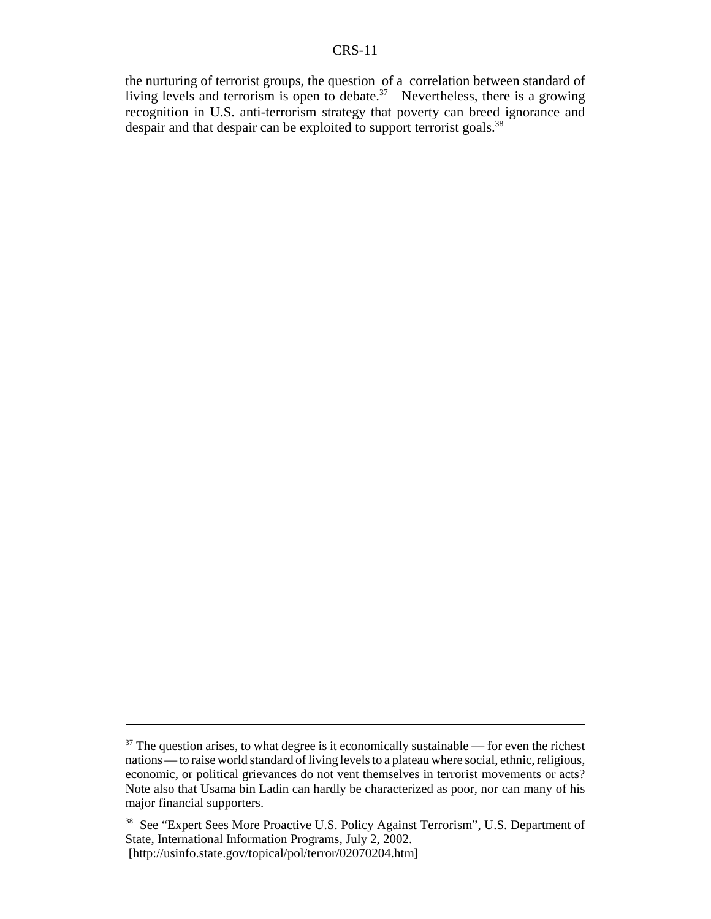the nurturing of terrorist groups, the question of a correlation between standard of living levels and terrorism is open to debate.[37] Nevertheless, there is a growing recognition in U.S. anti-terrorism strategy that poverty can breed ignorance and despair and that despair can be exploited to support terrorist goals.[38]

---

[37] The question arises, to what degree is it economically sustainable — for even the richest nations — to raise world standard of living levels to a plateau where social, ethnic, religious, economic, or political grievances do not vent themselves in terrorist movements or acts? Note also that Usama bin Ladin can hardly be characterized as poor, nor can many of his major financial supporters.

[38] See "Expert Sees More Proactive U.S. Policy Against Terrorism", U.S. Department of State, International Information Programs, July 2, 2002. [http://usinfo.state.gov/topical/pol/terror/02070204.htm]